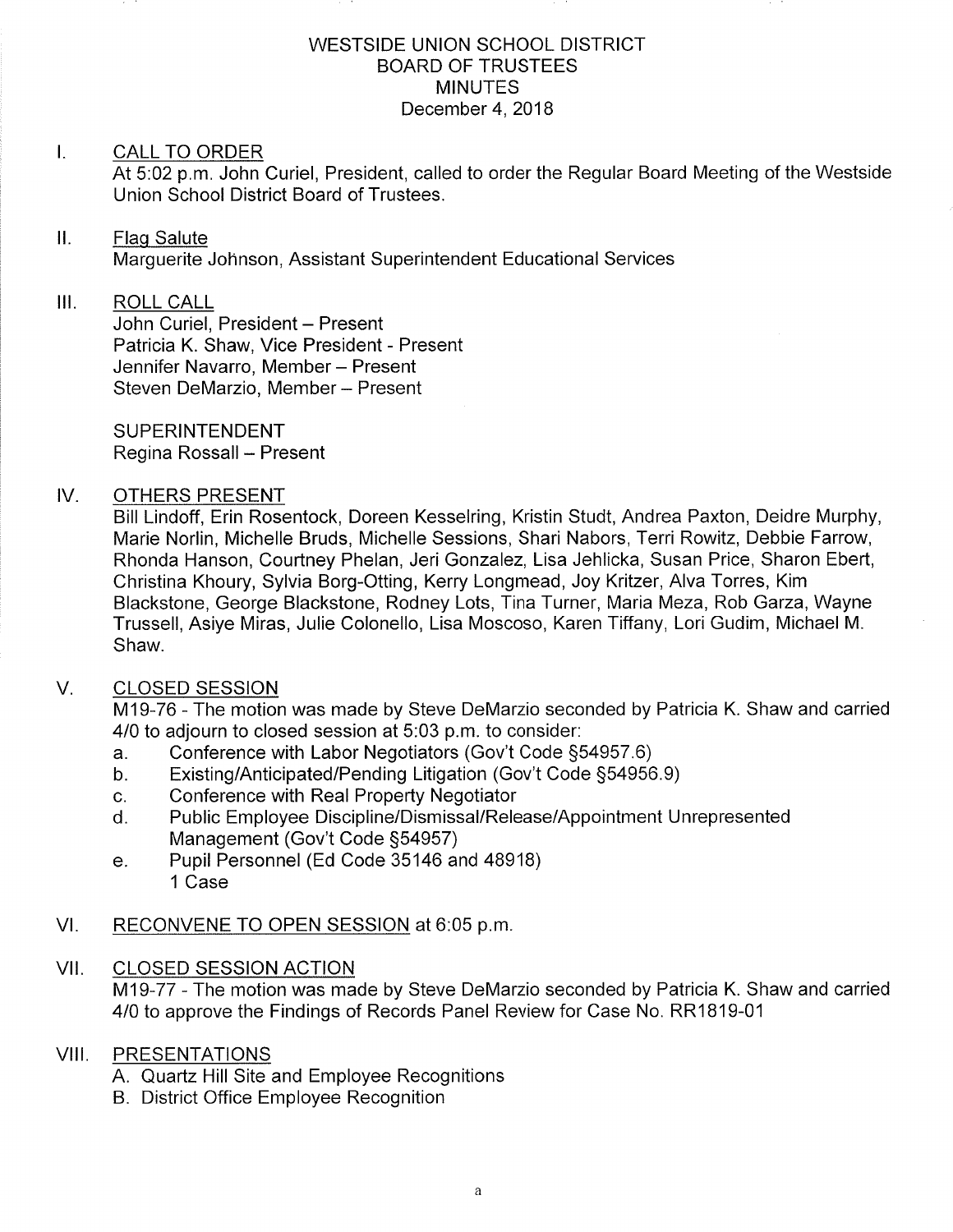# WESTSIDE UNION SCHOOL DISTRICT
# BOARD OF TRUSTEES
# MINUTES
December 4, 2018

## I. CALL TO ORDER

At 5:02 p.m. John Curiel, President, called to order the Regular Board Meeting of the Westside Union School District Board of Trustees.

## II. Flag Salute

Marguerite Johnson, Assistant Superintendent Educational Services

## III. ROLL CALL

John Curiel, President – Present
Patricia K. Shaw, Vice President - Present
Jennifer Navarro, Member – Present
Steven DeMarzio, Member – Present

SUPERINTENDENT
Regina Rossall – Present

## IV. OTHERS PRESENT

Bill Lindoff, Erin Rosentock, Doreen Kesselring, Kristin Studt, Andrea Paxton, Deidre Murphy, Marie Norlin, Michelle Bruds, Michelle Sessions, Shari Nabors, Terri Rowitz, Debbie Farrow, Rhonda Hanson, Courtney Phelan, Jeri Gonzalez, Lisa Jehlicka, Susan Price, Sharon Ebert, Christina Khoury, Sylvia Borg-Otting, Kerry Longmead, Joy Kritzer, Alva Torres, Kim Blackstone, George Blackstone, Rodney Lots, Tina Turner, Maria Meza, Rob Garza, Wayne Trussell, Asiye Miras, Julie Colonello, Lisa Moscoso, Karen Tiffany, Lori Gudim, Michael M. Shaw.

## V. CLOSED SESSION

M19-76 - The motion was made by Steve DeMarzio seconded by Patricia K. Shaw and carried 4/0 to adjourn to closed session at 5:03 p.m. to consider:

a. Conference with Labor Negotiators (Gov't Code §54957.6)
b. Existing/Anticipated/Pending Litigation (Gov't Code §54956.9)
c. Conference with Real Property Negotiator
d. Public Employee Discipline/Dismissal/Release/Appointment Unrepresented Management (Gov't Code §54957)
e. Pupil Personnel (Ed Code 35146 and 48918)
   1 Case

## VI. RECONVENE TO OPEN SESSION at 6:05 p.m.

## VII. CLOSED SESSION ACTION

M19-77 - The motion was made by Steve DeMarzio seconded by Patricia K. Shaw and carried 4/0 to approve the Findings of Records Panel Review for Case No. RR1819-01

## VIII. PRESENTATIONS

A. Quartz Hill Site and Employee Recognitions
B. District Office Employee Recognition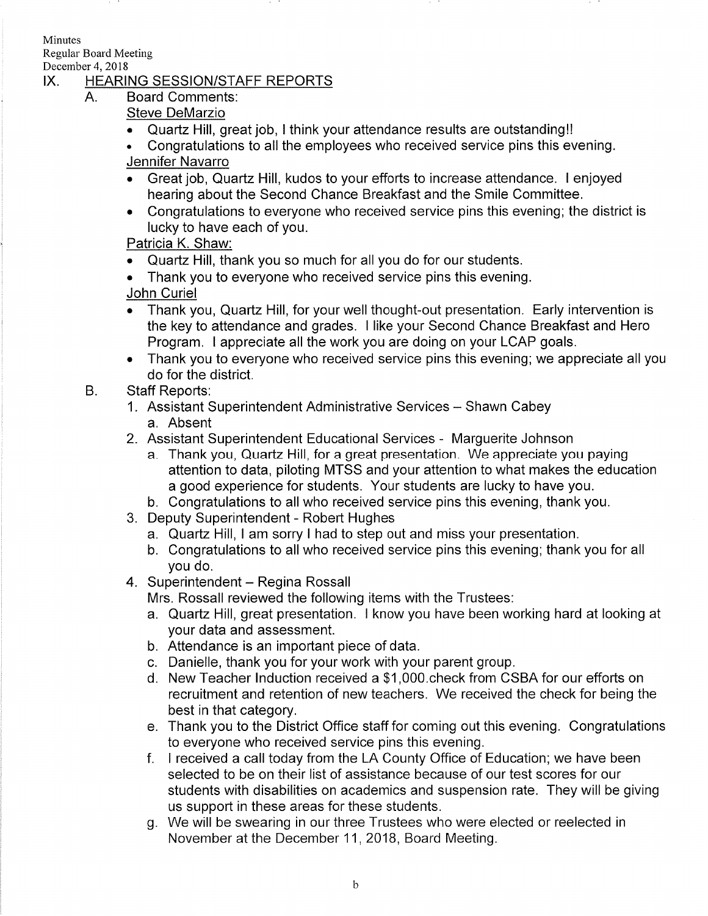Minutes
Regular Board Meeting
December 4, 2018

## IX. HEARING SESSION/STAFF REPORTS

A. Board Comments:

Steve DeMarzio

- Quartz Hill, great job, I think your attendance results are outstanding!!
- Congratulations to all the employees who received service pins this evening.

Jennifer Navarro

- Great job, Quartz Hill, kudos to your efforts to increase attendance. I enjoyed hearing about the Second Chance Breakfast and the Smile Committee.
- Congratulations to everyone who received service pins this evening; the district is lucky to have each of you.

Patricia K. Shaw:

- Quartz Hill, thank you so much for all you do for our students.
- Thank you to everyone who received service pins this evening.

John Curiel

- Thank you, Quartz Hill, for your well thought-out presentation. Early intervention is the key to attendance and grades. I like your Second Chance Breakfast and Hero Program. I appreciate all the work you are doing on your LCAP goals.
- Thank you to everyone who received service pins this evening; we appreciate all you do for the district.

B. Staff Reports:

1. Assistant Superintendent Administrative Services – Shawn Cabey
   a. Absent
2. Assistant Superintendent Educational Services - Marguerite Johnson
   a. Thank you, Quartz Hill, for a great presentation. We appreciate you paying attention to data, piloting MTSS and your attention to what makes the education a good experience for students. Your students are lucky to have you.
   b. Congratulations to all who received service pins this evening, thank you.
3. Deputy Superintendent - Robert Hughes
   a. Quartz Hill, I am sorry I had to step out and miss your presentation.
   b. Congratulations to all who received service pins this evening; thank you for all you do.
4. Superintendent – Regina Rossall
   Mrs. Rossall reviewed the following items with the Trustees:
   a. Quartz Hill, great presentation. I know you have been working hard at looking at your data and assessment.
   b. Attendance is an important piece of data.
   c. Danielle, thank you for your work with your parent group.
   d. New Teacher Induction received a $1,000.check from CSBA for our efforts on recruitment and retention of new teachers. We received the check for being the best in that category.
   e. Thank you to the District Office staff for coming out this evening. Congratulations to everyone who received service pins this evening.
   f. I received a call today from the LA County Office of Education; we have been selected to be on their list of assistance because of our test scores for our students with disabilities on academics and suspension rate. They will be giving us support in these areas for these students.
   g. We will be swearing in our three Trustees who were elected or reelected in November at the December 11, 2018, Board Meeting.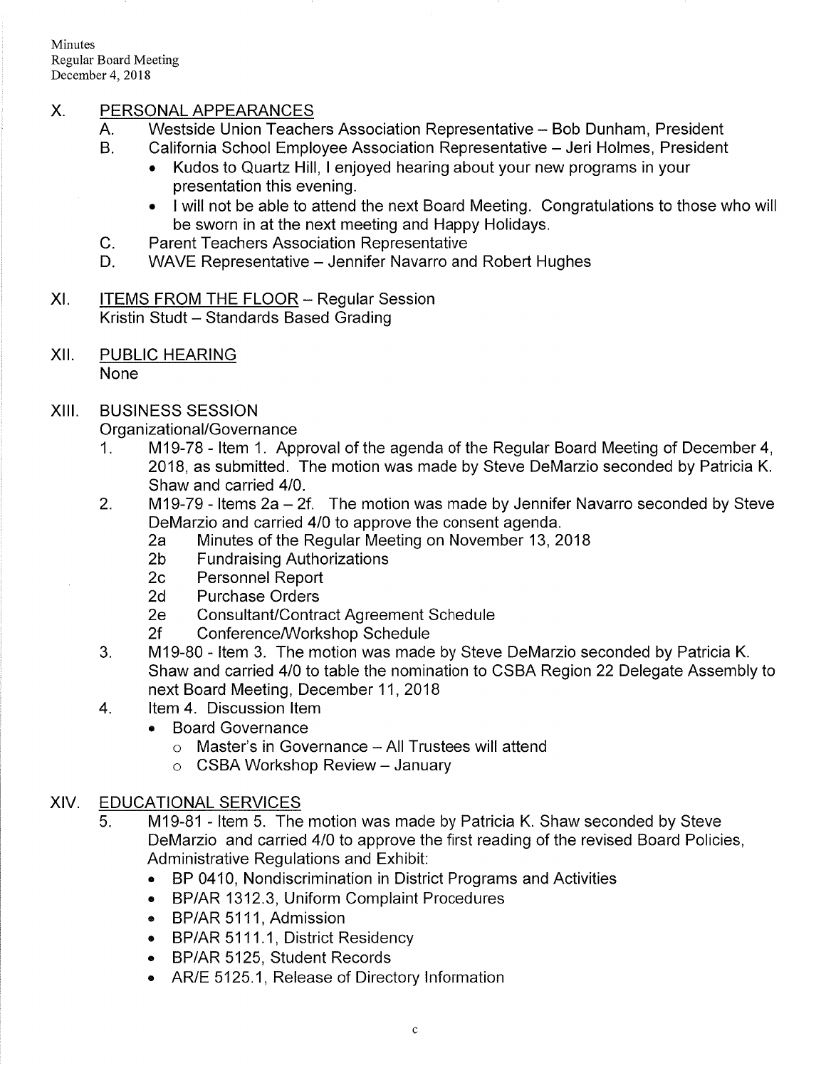Minutes
Regular Board Meeting
December 4, 2018

## X. PERSONAL APPEARANCES

A. Westside Union Teachers Association Representative – Bob Dunham, President

B. California School Employee Association Representative – Jeri Holmes, President

- Kudos to Quartz Hill, I enjoyed hearing about your new programs in your presentation this evening.
- I will not be able to attend the next Board Meeting. Congratulations to those who will be sworn in at the next meeting and Happy Holidays.

C. Parent Teachers Association Representative

D. WAVE Representative – Jennifer Navarro and Robert Hughes

## XI. ITEMS FROM THE FLOOR – Regular Session

Kristin Studt – Standards Based Grading

## XII. PUBLIC HEARING

None

## XIII. BUSINESS SESSION

Organizational/Governance

1. M19-78 - Item 1. Approval of the agenda of the Regular Board Meeting of December 4, 2018, as submitted. The motion was made by Steve DeMarzio seconded by Patricia K. Shaw and carried 4/0.
2. M19-79 - Items 2a – 2f. The motion was made by Jennifer Navarro seconded by Steve DeMarzio and carried 4/0 to approve the consent agenda.
   - 2a Minutes of the Regular Meeting on November 13, 2018
   - 2b Fundraising Authorizations
   - 2c Personnel Report
   - 2d Purchase Orders
   - 2e Consultant/Contract Agreement Schedule
   - 2f Conference/Workshop Schedule
3. M19-80 - Item 3. The motion was made by Steve DeMarzio seconded by Patricia K. Shaw and carried 4/0 to table the nomination to CSBA Region 22 Delegate Assembly to next Board Meeting, December 11, 2018
4. Item 4. Discussion Item
   - Board Governance
     - Master's in Governance – All Trustees will attend
     - CSBA Workshop Review – January

## XIV. EDUCATIONAL SERVICES

5. M19-81 - Item 5. The motion was made by Patricia K. Shaw seconded by Steve DeMarzio and carried 4/0 to approve the first reading of the revised Board Policies, Administrative Regulations and Exhibit:
   - BP 0410, Nondiscrimination in District Programs and Activities
   - BP/AR 1312.3, Uniform Complaint Procedures
   - BP/AR 5111, Admission
   - BP/AR 5111.1, District Residency
   - BP/AR 5125, Student Records
   - AR/E 5125.1, Release of Directory Information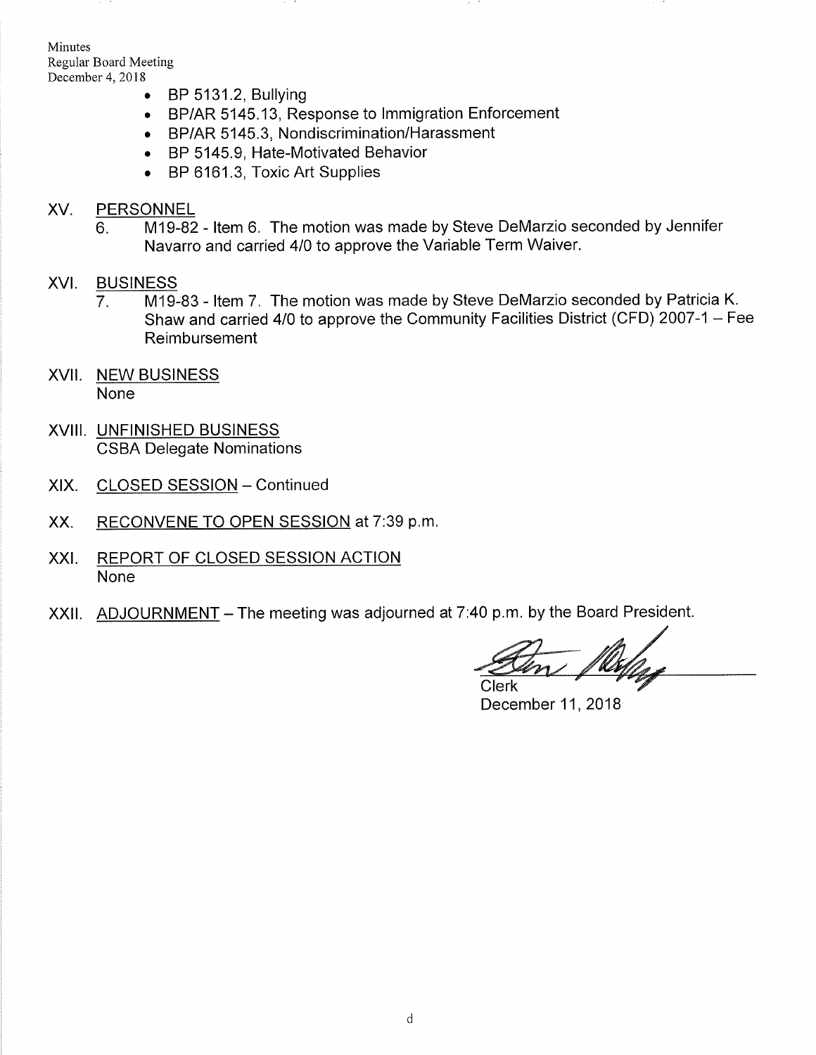- BP 5131.2, Bullying
- BP/AR 5145.13, Response to Immigration Enforcement
- BP/AR 5145.3, Nondiscrimination/Harassment
- BP 5145.9, Hate-Motivated Behavior
- BP 6161.3, Toxic Art Supplies

XV. PERSONNEL

6. M19-82 - Item 6. The motion was made by Steve DeMarzio seconded by Jennifer Navarro and carried 4/0 to approve the Variable Term Waiver.

XVI. BUSINESS

7. M19-83 - Item 7. The motion was made by Steve DeMarzio seconded by Patricia K. Shaw and carried 4/0 to approve the Community Facilities District (CFD) 2007-1 – Fee Reimbursement

XVII. NEW BUSINESS
None

XVIII. UNFINISHED BUSINESS
CSBA Delegate Nominations

XIX. CLOSED SESSION – Continued

XX. RECONVENE TO OPEN SESSION at 7:39 p.m.

XXI. REPORT OF CLOSED SESSION ACTION
None

XXII. ADJOURNMENT – The meeting was adjourned at 7:40 p.m. by the Board President.

Clerk
December 11, 2018